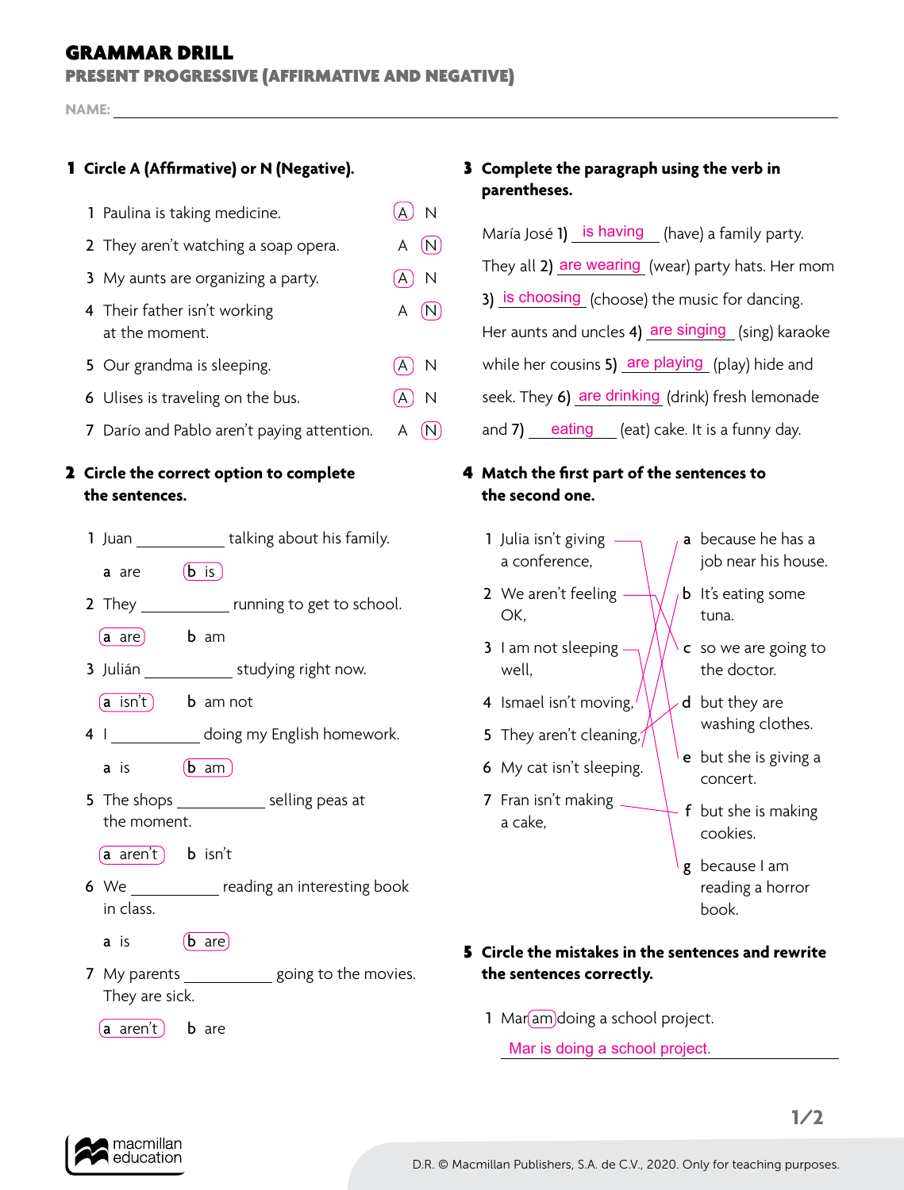# GRAMMAR DRILL

## PRESENT PROGRESSIVE (AFFIRMATIVE AND NEGATIVE)

NAME: ____________________________________________

### 1 Circle A (Affirmative) or N (Negative).

1 Paulina is taking medicine. (A) N

2 They aren't watching a soap opera. A (N)

3 My aunts are organizing a party. (A) N

4 Their father isn't working at the moment. A (N)

5 Our grandma is sleeping. (A) N

6 Ulises is traveling on the bus. (A) N

7 Darío and Pablo aren't paying attention. A (N)

### 2 Circle the correct option to complete the sentences.

1 Juan __________ talking about his family.

a are (b is)

2 They __________ running to get to school.

(a are) b am

3 Julián __________ studying right now.

(a isn't) b am not

4 I __________ doing my English homework.

a is (b am)

5 The shops __________ selling peas at the moment.

(a aren't) b isn't

6 We __________ reading an interesting book in class.

a is (b are)

7 My parents __________ going to the movies. They are sick.

(a aren't) b are

### 3 Complete the paragraph using the verb in parentheses.

María José 1) is having (have) a family party. They all 2) are wearing (wear) party hats. Her mom 3) is choosing (choose) the music for dancing. Her aunts and uncles 4) are singing (sing) karaoke while her cousins 5) are playing (play) hide and seek. They 6) are drinking (drink) fresh lemonade and 7) eating (eat) cake. It is a funny day.

### 4 Match the first part of the sentences to the second one.

1 Julia isn't giving a conference, — e

2 We aren't feeling OK, — c

3 I am not sleeping well, — g

4 Ismael isn't moving, — b

5 They aren't cleaning, — d

6 My cat isn't sleeping. — a

7 Fran isn't making a cake, — f

a because he has a job near his house.

b It's eating some tuna.

c so we are going to the doctor.

d but they are washing clothes.

e but she is giving a concert.

f but she is making cookies.

g because I am reading a horror book.

### 5 Circle the mistakes in the sentences and rewrite the sentences correctly.

1 Mar (am) doing a school project.

Mar is doing a school project.

D.R. © Macmillan Publishers, S.A. de C.V., 2020. Only for teaching purposes.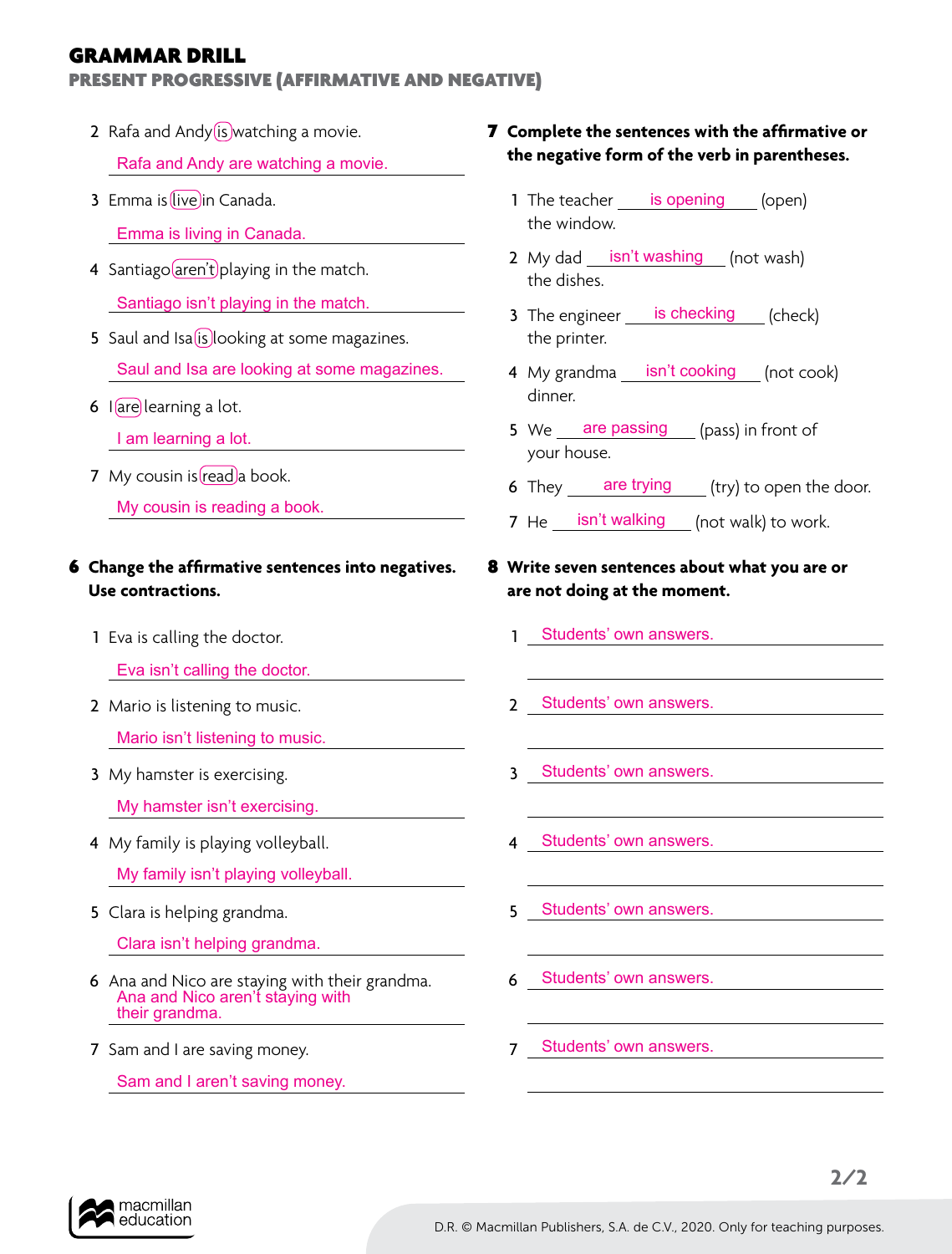# GRAMMAR DRILL

## PRESENT PROGRESSIVE (AFFIRMATIVE AND NEGATIVE)

2 Rafa and Andy (is) watching a movie.

Rafa and Andy are watching a movie.

3 Emma is (live) in Canada.

Emma is living in Canada.

4 Santiago (aren't) playing in the match.

Santiago isn't playing in the match.

5 Saul and Isa (is) looking at some magazines.

Saul and Isa are looking at some magazines.

6 I (are) learning a lot.

I am learning a lot.

7 My cousin is (read) a book.

My cousin is reading a book.

**6 Change the affirmative sentences into negatives. Use contractions.**

1 Eva is calling the doctor.

Eva isn't calling the doctor.

2 Mario is listening to music.

Mario isn't listening to music.

3 My hamster is exercising.

My hamster isn't exercising.

4 My family is playing volleyball.

My family isn't playing volleyball.

5 Clara is helping grandma.

Clara isn't helping grandma.

6 Ana and Nico are staying with their grandma.

Ana and Nico aren't staying with their grandma.

7 Sam and I are saving money.

Sam and I aren't saving money.

**7 Complete the sentences with the affirmative or the negative form of the verb in parentheses.**

1 The teacher is opening (open) the window.

2 My dad isn't washing (not wash) the dishes.

3 The engineer is checking (check) the printer.

4 My grandma isn't cooking (not cook) dinner.

5 We are passing (pass) in front of your house.

6 They are trying (try) to open the door.

7 He isn't walking (not walk) to work.

**8 Write seven sentences about what you are or are not doing at the moment.**

1 Students' own answers.

2 Students' own answers.

3 Students' own answers.

4 Students' own answers.

5 Students' own answers.

6 Students' own answers.

7 Students' own answers.

D.R. © Macmillan Publishers, S.A. de C.V., 2020. Only for teaching purposes.